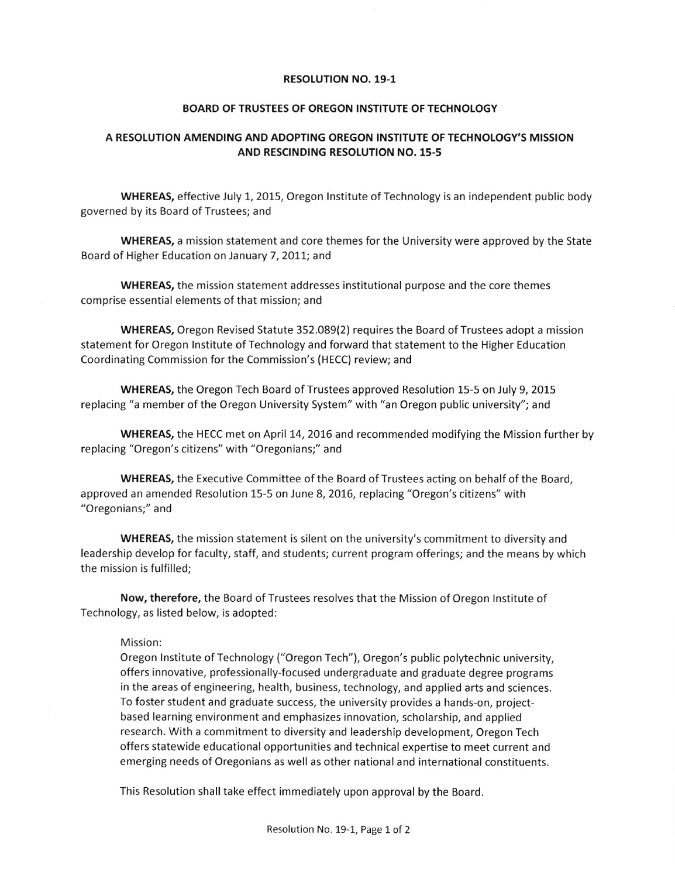# RESOLUTION NO. 19-1

## BOARD OF TRUSTEES OF OREGON INSTITUTE OF TECHNOLOGY

## A RESOLUTION AMENDING AND ADOPTING OREGON INSTITUTE OF TECHNOLOGY'S MISSION AND RESCINDING RESOLUTION NO. 15-5

**WHEREAS,** effective July 1, 2015, Oregon Institute of Technology is an independent public body governed by its Board of Trustees; and

**WHEREAS,** a mission statement and core themes for the University were approved by the State Board of Higher Education on January 7, 2011; and

**WHEREAS,** the mission statement addresses institutional purpose and the core themes comprise essential elements of that mission; and

**WHEREAS,** Oregon Revised Statute 352.089(2) requires the Board of Trustees adopt a mission statement for Oregon Institute of Technology and forward that statement to the Higher Education Coordinating Commission for the Commission's (HECC) review; and

**WHEREAS,** the Oregon Tech Board of Trustees approved Resolution 15-5 on July 9, 2015 replacing "a member of the Oregon University System" with "an Oregon public university"; and

**WHEREAS,** the HECC met on April 14, 2016 and recommended modifying the Mission further by replacing "Oregon's citizens" with "Oregonians;" and

**WHEREAS,** the Executive Committee of the Board of Trustees acting on behalf of the Board, approved an amended Resolution 15-5 on June 8, 2016, replacing "Oregon's citizens" with "Oregonians;" and

**WHEREAS,** the mission statement is silent on the university's commitment to diversity and leadership develop for faculty, staff, and students; current program offerings; and the means by which the mission is fulfilled;

**Now, therefore,** the Board of Trustees resolves that the Mission of Oregon Institute of Technology, as listed below, is adopted:

> Mission:
> Oregon Institute of Technology ("Oregon Tech"), Oregon's public polytechnic university, offers innovative, professionally-focused undergraduate and graduate degree programs in the areas of engineering, health, business, technology, and applied arts and sciences. To foster student and graduate success, the university provides a hands-on, project-based learning environment and emphasizes innovation, scholarship, and applied research. With a commitment to diversity and leadership development, Oregon Tech offers statewide educational opportunities and technical expertise to meet current and emerging needs of Oregonians as well as other national and international constituents.

This Resolution shall take effect immediately upon approval by the Board.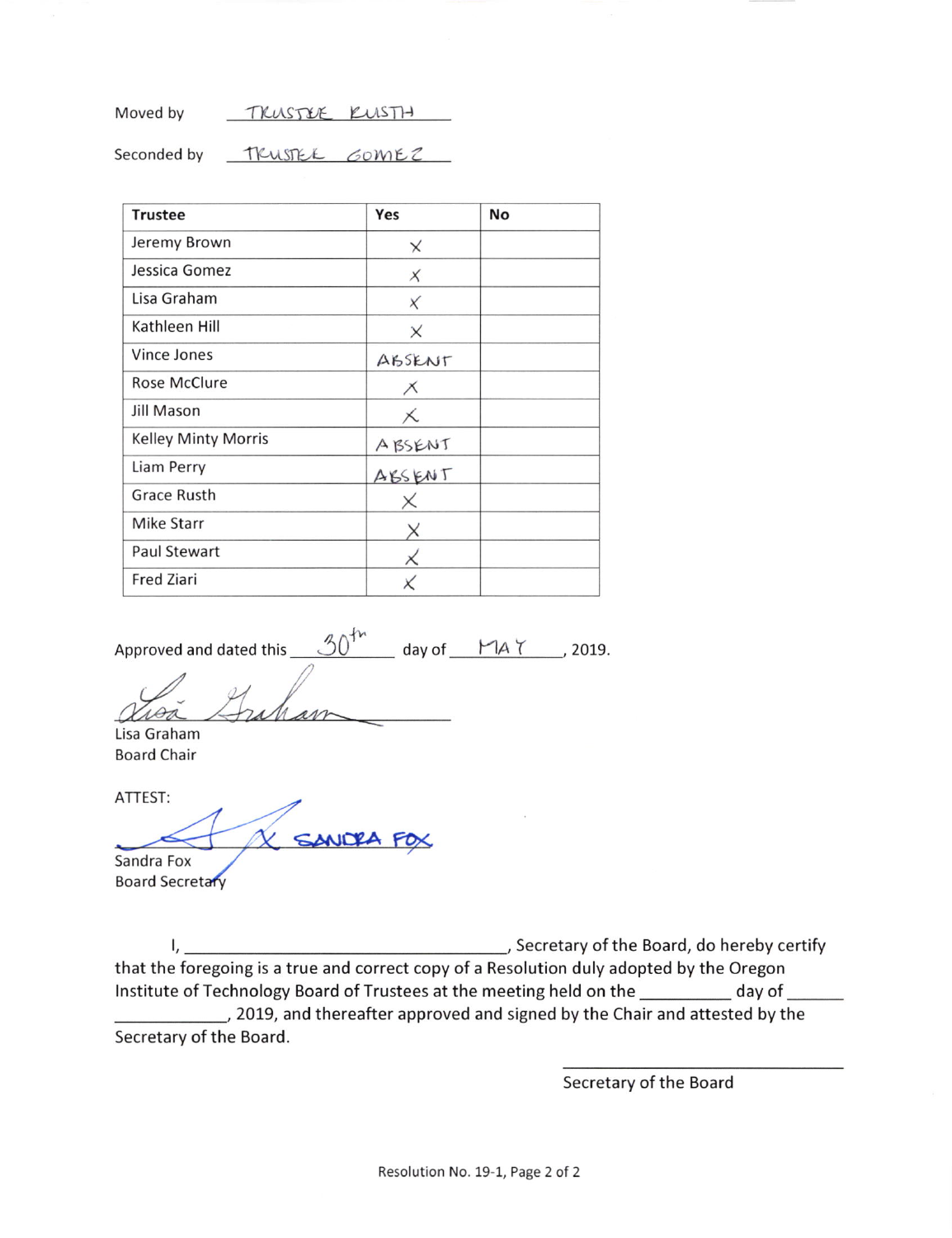Moved by TRUSTEE RUSTH

Seconded by TRUSTEE GOMEZ

| Trustee | Yes | No |
| --- | --- | --- |
| Jeremy Brown | X | |
| Jessica Gomez | X | |
| Lisa Graham | X | |
| Kathleen Hill | X | |
| Vince Jones | ABSENT | |
| Rose McClure | X | |
| Jill Mason | X | |
| Kelley Minty Morris | ABSENT | |
| Liam Perry | ABSENT | |
| Grace Rusth | X | |
| Mike Starr | X | |
| Paul Stewart | X | |
| Fred Ziari | X | |

Approved and dated this 30th day of MAY, 2019.

Lisa Graham
Board Chair

ATTEST:

X SANDRA FOX

Sandra Fox
Board Secretary

I, ______________________, Secretary of the Board, do hereby certify that the foregoing is a true and correct copy of a Resolution duly adopted by the Oregon Institute of Technology Board of Trustees at the meeting held on the __________ day of ______ __________, 2019, and thereafter approved and signed by the Chair and attested by the Secretary of the Board.

______________________
Secretary of the Board

Resolution No. 19-1, Page 2 of 2